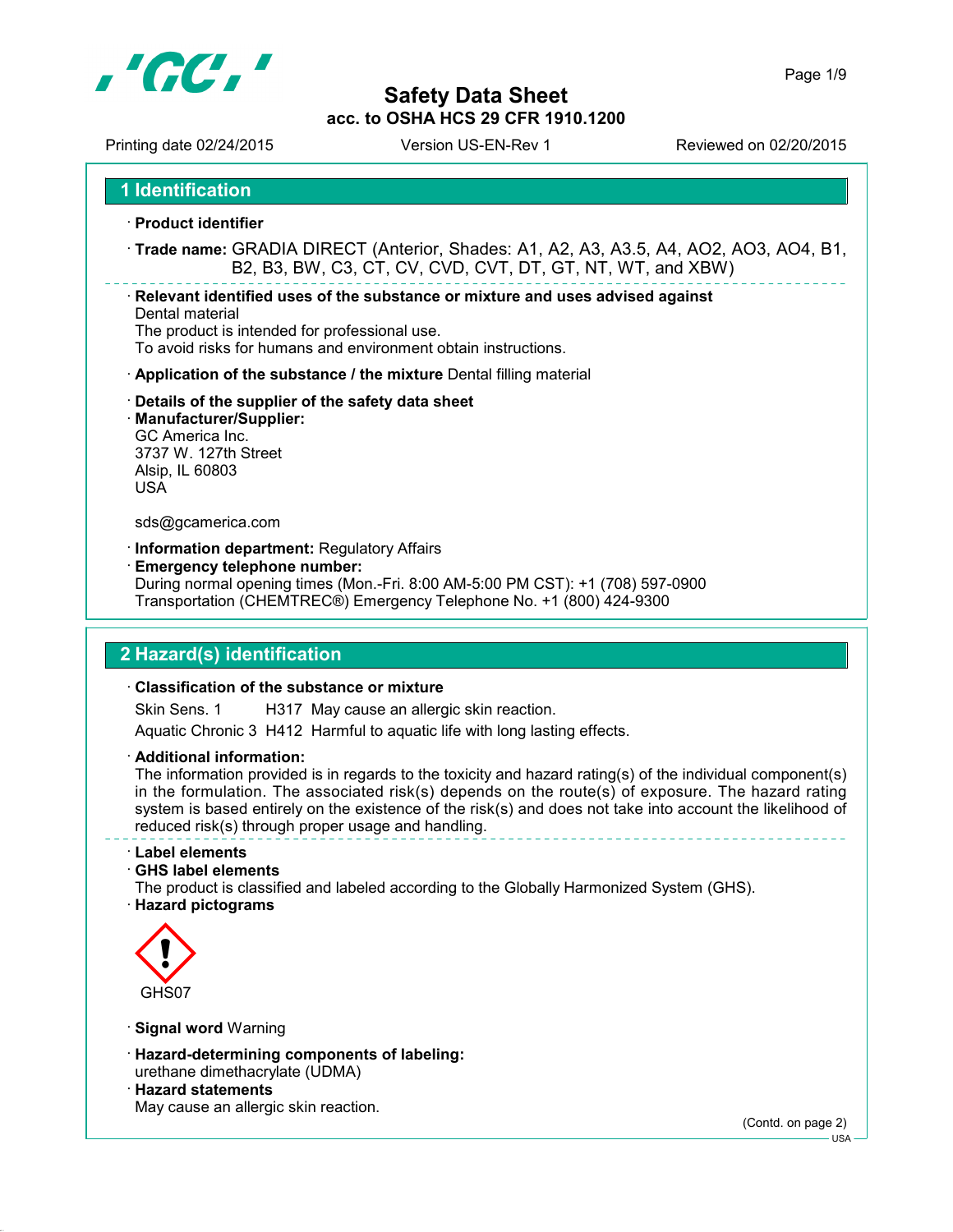# Safety Data Sheet

**acc. to OSHA HCS 29 CFR 1910.1200**

Printing date 02/24/2015 | Version US-EN-Rev 1 | Reviewed on 02/20/2015

## 1 Identification

· **Product identifier**

· **Trade name:** GRADIA DIRECT (Anterior, Shades: A1, A2, A3, A3.5, A4, AO2, AO3, AO4, B1, B2, B3, BW, C3, CT, CV, CVD, CVT, DT, GT, NT, WT, and XBW)

· **Relevant identified uses of the substance or mixture and uses advised against**
Dental material
The product is intended for professional use.
To avoid risks for humans and environment obtain instructions.

· **Application of the substance / the mixture** Dental filling material

· **Details of the supplier of the safety data sheet**
· **Manufacturer/Supplier:**
GC America Inc.
3737 W. 127th Street
Alsip, IL 60803
USA

sds@gcamerica.com

· **Information department:** Regulatory Affairs
· **Emergency telephone number:**
During normal opening times (Mon.-Fri. 8:00 AM-5:00 PM CST): +1 (708) 597-0900
Transportation (CHEMTREC®) Emergency Telephone No. +1 (800) 424-9300

## 2 Hazard(s) identification

· **Classification of the substance or mixture**

| | | |
|---|---|---|
| Skin Sens. 1 | H317 | May cause an allergic skin reaction. |
| Aquatic Chronic 3 | H412 | Harmful to aquatic life with long lasting effects. |

· **Additional information:**
The information provided is in regards to the toxicity and hazard rating(s) of the individual component(s) in the formulation. The associated risk(s) depends on the route(s) of exposure. The hazard rating system is based entirely on the existence of the risk(s) and does not take into account the likelihood of reduced risk(s) through proper usage and handling.

· **Label elements**
· **GHS label elements**
The product is classified and labeled according to the Globally Harmonized System (GHS).
· **Hazard pictograms**

GHS07

· **Signal word** Warning

· **Hazard-determining components of labeling:**
urethane dimethacrylate (UDMA)
· **Hazard statements**
May cause an allergic skin reaction.

(Contd. on page 2)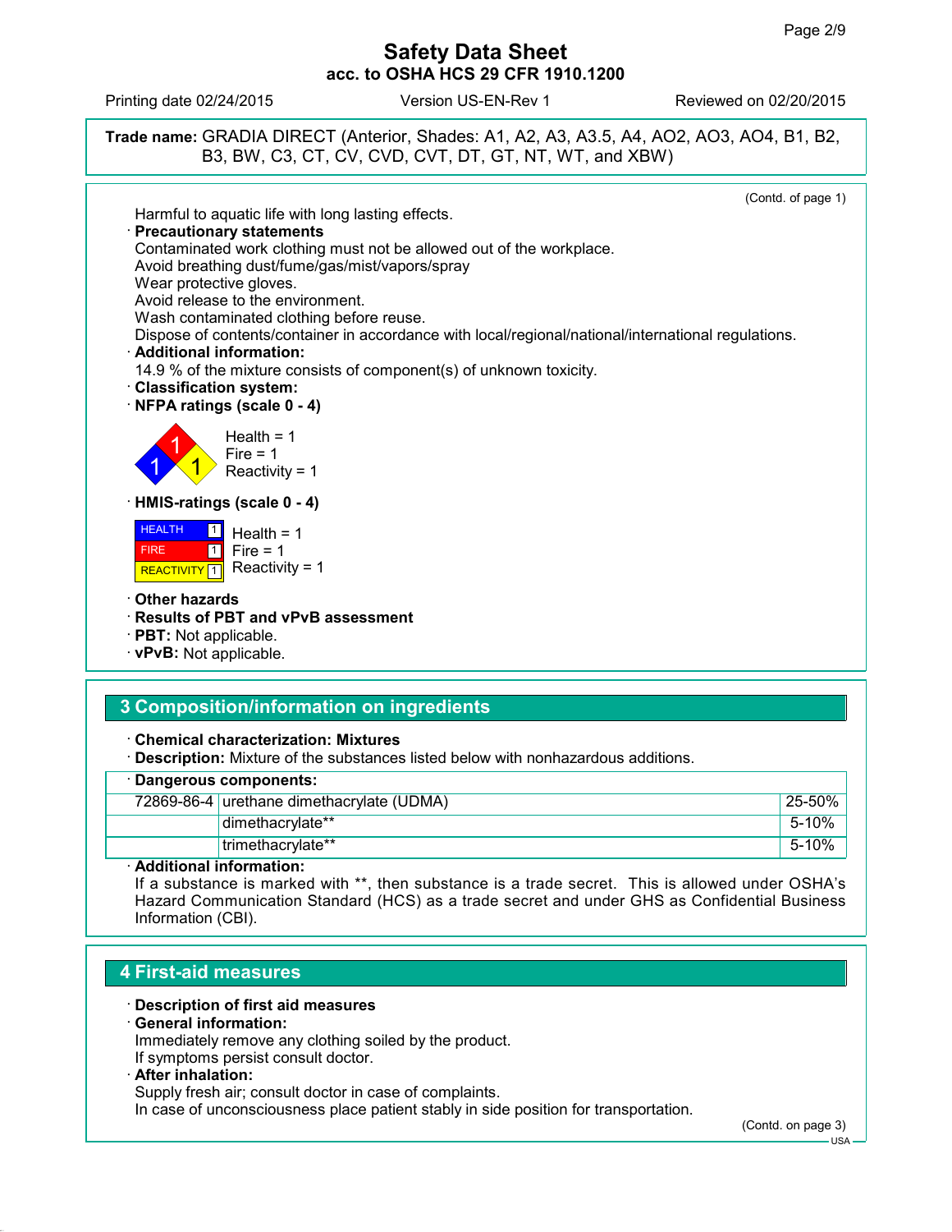Safety Data Sheet
acc. to OSHA HCS 29 CFR 1910.1200

Printing date 02/24/2015 | Version US-EN-Rev 1 | Reviewed on 02/20/2015

**Trade name:** GRADIA DIRECT (Anterior, Shades: A1, A2, A3, A3.5, A4, AO2, AO3, AO4, B1, B2, B3, BW, C3, CT, CV, CVD, CVT, DT, GT, NT, WT, and XBW)

(Contd. of page 1)

Harmful to aquatic life with long lasting effects.

· **Precautionary statements**
Contaminated work clothing must not be allowed out of the workplace.
Avoid breathing dust/fume/gas/mist/vapors/spray
Wear protective gloves.
Avoid release to the environment.
Wash contaminated clothing before reuse.
Dispose of contents/container in accordance with local/regional/national/international regulations.

· **Additional information:**
14.9 % of the mixture consists of component(s) of unknown toxicity.

· **Classification system:**

· **NFPA ratings (scale 0 - 4)**

Health = 1
Fire = 1
Reactivity = 1

· **HMIS-ratings (scale 0 - 4)**

| | | |
|---|---|---|
| HEALTH | 1 | Health = 1 |
| FIRE | 1 | Fire = 1 |
| REACTIVITY | 1 | Reactivity = 1 |

· **Other hazards**
· **Results of PBT and vPvB assessment**
· **PBT:** Not applicable.
· **vPvB:** Not applicable.

## 3 Composition/information on ingredients

· **Chemical characterization: Mixtures**
· **Description:** Mixture of the substances listed below with nonhazardous additions.

| · **Dangerous components:** | | |
|---|---|---|
| 72869-86-4 | urethane dimethacrylate (UDMA) | 25-50% |
| | dimethacrylate** | 5-10% |
| | trimethacrylate** | 5-10% |

· **Additional information:**
If a substance is marked with **, then substance is a trade secret. This is allowed under OSHA's Hazard Communication Standard (HCS) as a trade secret and under GHS as Confidential Business Information (CBI).

## 4 First-aid measures

· **Description of first aid measures**
· **General information:**
Immediately remove any clothing soiled by the product.
If symptoms persist consult doctor.
· **After inhalation:**
Supply fresh air; consult doctor in case of complaints.
In case of unconsciousness place patient stably in side position for transportation.

(Contd. on page 3)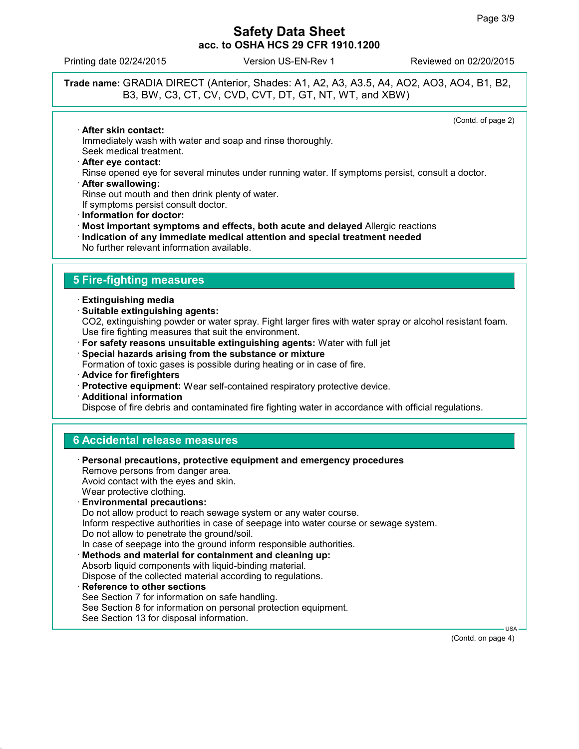**Trade name:** GRADIA DIRECT (Anterior, Shades: A1, A2, A3, A3.5, A4, AO2, AO3, AO4, B1, B2, B3, BW, C3, CT, CV, CVD, CVT, DT, GT, NT, WT, and XBW)

(Contd. of page 2)

· **After skin contact:**
Immediately wash with water and soap and rinse thoroughly.
Seek medical treatment.

· **After eye contact:**
Rinse opened eye for several minutes under running water. If symptoms persist, consult a doctor.

· **After swallowing:**
Rinse out mouth and then drink plenty of water.
If symptoms persist consult doctor.

· **Information for doctor:**

· **Most important symptoms and effects, both acute and delayed** Allergic reactions

· **Indication of any immediate medical attention and special treatment needed**
No further relevant information available.

## 5 Fire-fighting measures

· **Extinguishing media**

· **Suitable extinguishing agents:**
$CO_2$, extinguishing powder or water spray. Fight larger fires with water spray or alcohol resistant foam.
Use fire fighting measures that suit the environment.

· **For safety reasons unsuitable extinguishing agents:** Water with full jet

· **Special hazards arising from the substance or mixture**
Formation of toxic gases is possible during heating or in case of fire.

· **Advice for firefighters**

· **Protective equipment:** Wear self-contained respiratory protective device.

· **Additional information**
Dispose of fire debris and contaminated fire fighting water in accordance with official regulations.

## 6 Accidental release measures

· **Personal precautions, protective equipment and emergency procedures**
Remove persons from danger area.
Avoid contact with the eyes and skin.
Wear protective clothing.

· **Environmental precautions:**
Do not allow product to reach sewage system or any water course.
Inform respective authorities in case of seepage into water course or sewage system.
Do not allow to penetrate the ground/soil.
In case of seepage into the ground inform responsible authorities.

· **Methods and material for containment and cleaning up:**
Absorb liquid components with liquid-binding material.
Dispose of the collected material according to regulations.

· **Reference to other sections**
See Section 7 for information on safe handling.
See Section 8 for information on personal protection equipment.
See Section 13 for disposal information.

(Contd. on page 4)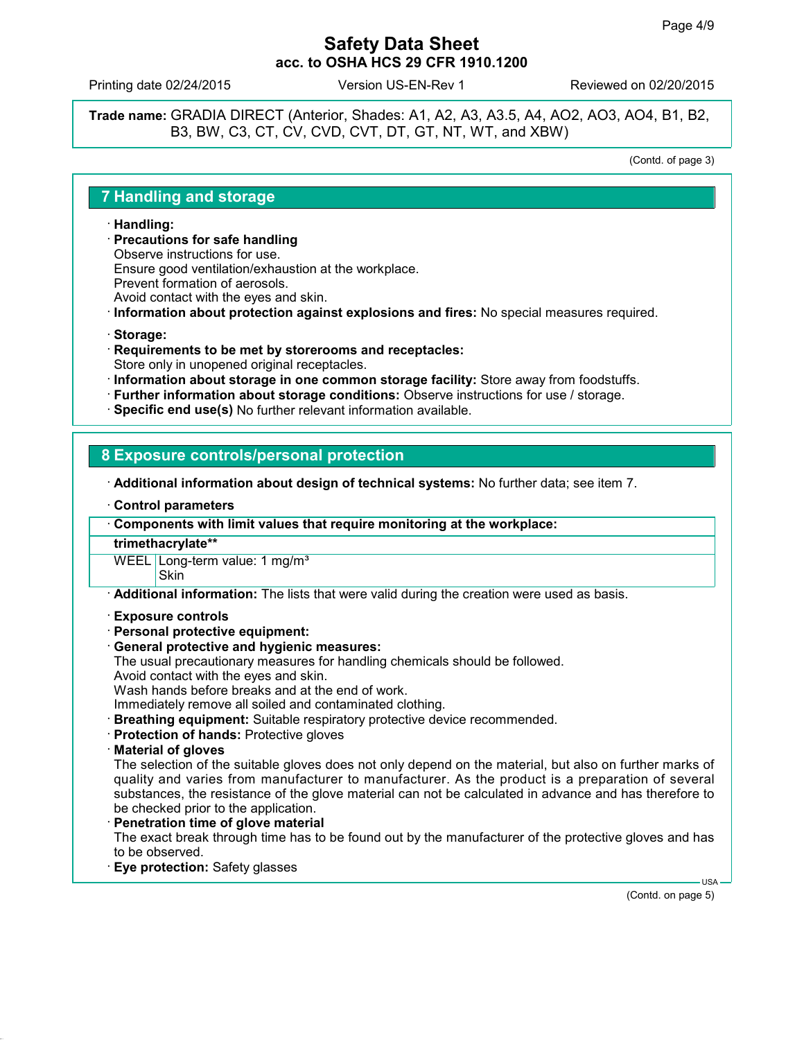**Trade name:** GRADIA DIRECT (Anterior, Shades: A1, A2, A3, A3.5, A4, AO2, AO3, AO4, B1, B2, B3, BW, C3, CT, CV, CVD, CVT, DT, GT, NT, WT, and XBW)

(Contd. of page 3)

## 7 Handling and storage

· **Handling:**
· **Precautions for safe handling**
Observe instructions for use.
Ensure good ventilation/exhaustion at the workplace.
Prevent formation of aerosols.
Avoid contact with the eyes and skin.
· **Information about protection against explosions and fires:** No special measures required.

· **Storage:**
· **Requirements to be met by storerooms and receptacles:**
Store only in unopened original receptacles.
· **Information about storage in one common storage facility:** Store away from foodstuffs.
· **Further information about storage conditions:** Observe instructions for use / storage.
· **Specific end use(s)** No further relevant information available.

## 8 Exposure controls/personal protection

· **Additional information about design of technical systems:** No further data; see item 7.

· **Control parameters**

| · Components with limit values that require monitoring at the workplace: | |
|---|---|
| **trimethacrylate**** | |
| WEEL | Long-term value: 1 mg/m³<br>Skin |

· **Additional information:** The lists that were valid during the creation were used as basis.

· **Exposure controls**
· **Personal protective equipment:**
· **General protective and hygienic measures:**
The usual precautionary measures for handling chemicals should be followed.
Avoid contact with the eyes and skin.
Wash hands before breaks and at the end of work.
Immediately remove all soiled and contaminated clothing.
· **Breathing equipment:** Suitable respiratory protective device recommended.
· **Protection of hands:** Protective gloves
· **Material of gloves**
The selection of the suitable gloves does not only depend on the material, but also on further marks of quality and varies from manufacturer to manufacturer. As the product is a preparation of several substances, the resistance of the glove material can not be calculated in advance and has therefore to be checked prior to the application.
· **Penetration time of glove material**
The exact break through time has to be found out by the manufacturer of the protective gloves and has to be observed.
· **Eye protection:** Safety glasses

(Contd. on page 5)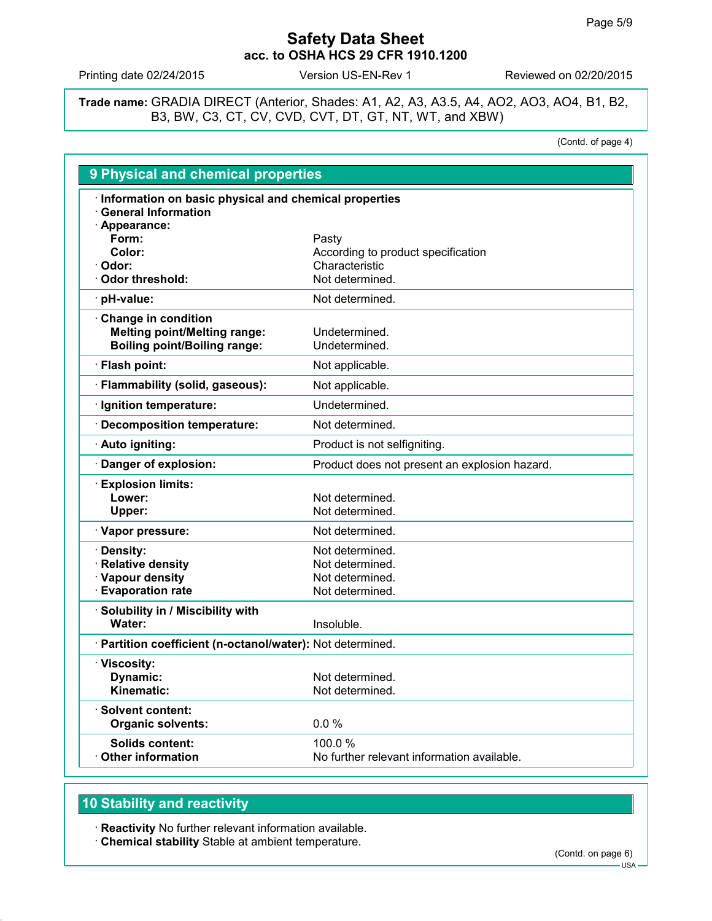# Safety Data Sheet
## acc. to OSHA HCS 29 CFR 1910.1200

Printing date 02/24/2015 Version US-EN-Rev 1 Reviewed on 02/20/2015

**Trade name:** GRADIA DIRECT (Anterior, Shades: A1, A2, A3, A3.5, A4, AO2, AO3, AO4, B1, B2, B3, BW, C3, CT, CV, CVD, CVT, DT, GT, NT, WT, and XBW)

(Contd. of page 4)

## 9 Physical and chemical properties

· **Information on basic physical and chemical properties**
· **General Information**
· **Appearance:**

| | |
|---|---|
| **Form:** | Pasty |
| **Color:** | According to product specification |
| · **Odor:** | Characteristic |
| · **Odor threshold:** | Not determined. |
| · **pH-value:** | Not determined. |
| · **Change in condition** | |
| **Melting point/Melting range:** | Undetermined. |
| **Boiling point/Boiling range:** | Undetermined. |
| · **Flash point:** | Not applicable. |
| · **Flammability (solid, gaseous):** | Not applicable. |
| · **Ignition temperature:** | Undetermined. |
| · **Decomposition temperature:** | Not determined. |
| · **Auto igniting:** | Product is not selfigniting. |
| · **Danger of explosion:** | Product does not present an explosion hazard. |
| · **Explosion limits:** | |
| **Lower:** | Not determined. |
| **Upper:** | Not determined. |
| · **Vapor pressure:** | Not determined. |
| · **Density:** | Not determined. |
| · **Relative density** | Not determined. |
| · **Vapour density** | Not determined. |
| · **Evaporation rate** | Not determined. |
| · **Solubility in / Miscibility with** | |
| **Water:** | Insoluble. |
| · **Partition coefficient (n-octanol/water):** | Not determined. |
| · **Viscosity:** | |
| **Dynamic:** | Not determined. |
| **Kinematic:** | Not determined. |
| · **Solvent content:** | |
| **Organic solvents:** | 0.0 % |
| **Solids content:** | 100.0 % |
| · **Other information** | No further relevant information available. |

## 10 Stability and reactivity

· **Reactivity** No further relevant information available.
· **Chemical stability** Stable at ambient temperature.

(Contd. on page 6)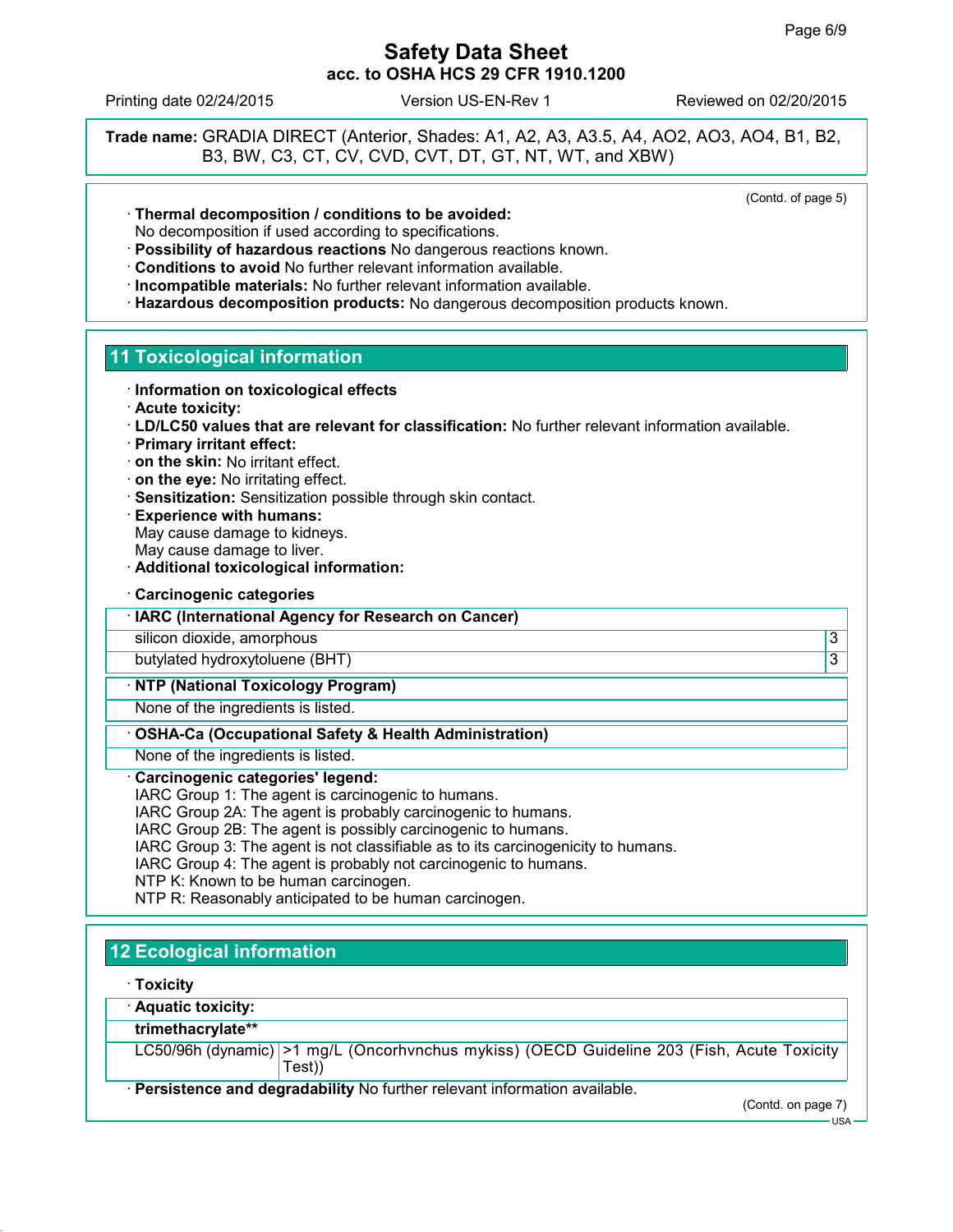**Trade name:** GRADIA DIRECT (Anterior, Shades: A1, A2, A3, A3.5, A4, AO2, AO3, AO4, B1, B2, B3, BW, C3, CT, CV, CVD, CVT, DT, GT, NT, WT, and XBW)

(Contd. of page 5)

· **Thermal decomposition / conditions to be avoided:**
No decomposition if used according to specifications.
· **Possibility of hazardous reactions** No dangerous reactions known.
· **Conditions to avoid** No further relevant information available.
· **Incompatible materials:** No further relevant information available.
· **Hazardous decomposition products:** No dangerous decomposition products known.

## 11 Toxicological information

· **Information on toxicological effects**
· **Acute toxicity:**
· **LD/LC50 values that are relevant for classification:** No further relevant information available.
· **Primary irritant effect:**
· **on the skin:** No irritant effect.
· **on the eye:** No irritating effect.
· **Sensitization:** Sensitization possible through skin contact.
· **Experience with humans:**
May cause damage to kidneys.
May cause damage to liver.
· **Additional toxicological information:**

· **Carcinogenic categories**

| · **IARC (International Agency for Research on Cancer)** | |
|---|---|
| silicon dioxide, amorphous | 3 |
| butylated hydroxytoluene (BHT) | 3 |

| · **NTP (National Toxicology Program)** |
|---|
| None of the ingredients is listed. |

| · **OSHA-Ca (Occupational Safety & Health Administration)** |
|---|
| None of the ingredients is listed. |

· **Carcinogenic categories' legend:**
IARC Group 1: The agent is carcinogenic to humans.
IARC Group 2A: The agent is probably carcinogenic to humans.
IARC Group 2B: The agent is possibly carcinogenic to humans.
IARC Group 3: The agent is not classifiable as to its carcinogenicity to humans.
IARC Group 4: The agent is probably not carcinogenic to humans.
NTP K: Known to be human carcinogen.
NTP R: Reasonably anticipated to be human carcinogen.

## 12 Ecological information

· **Toxicity**

| · **Aquatic toxicity:** | |
|---|---|
| **trimethacrylate**** | |
| LC50/96h (dynamic) | >1 mg/L (Oncorhvnchus mykiss) (OECD Guideline 203 (Fish, Acute Toxicity Test)) |

· **Persistence and degradability** No further relevant information available.

(Contd. on page 7)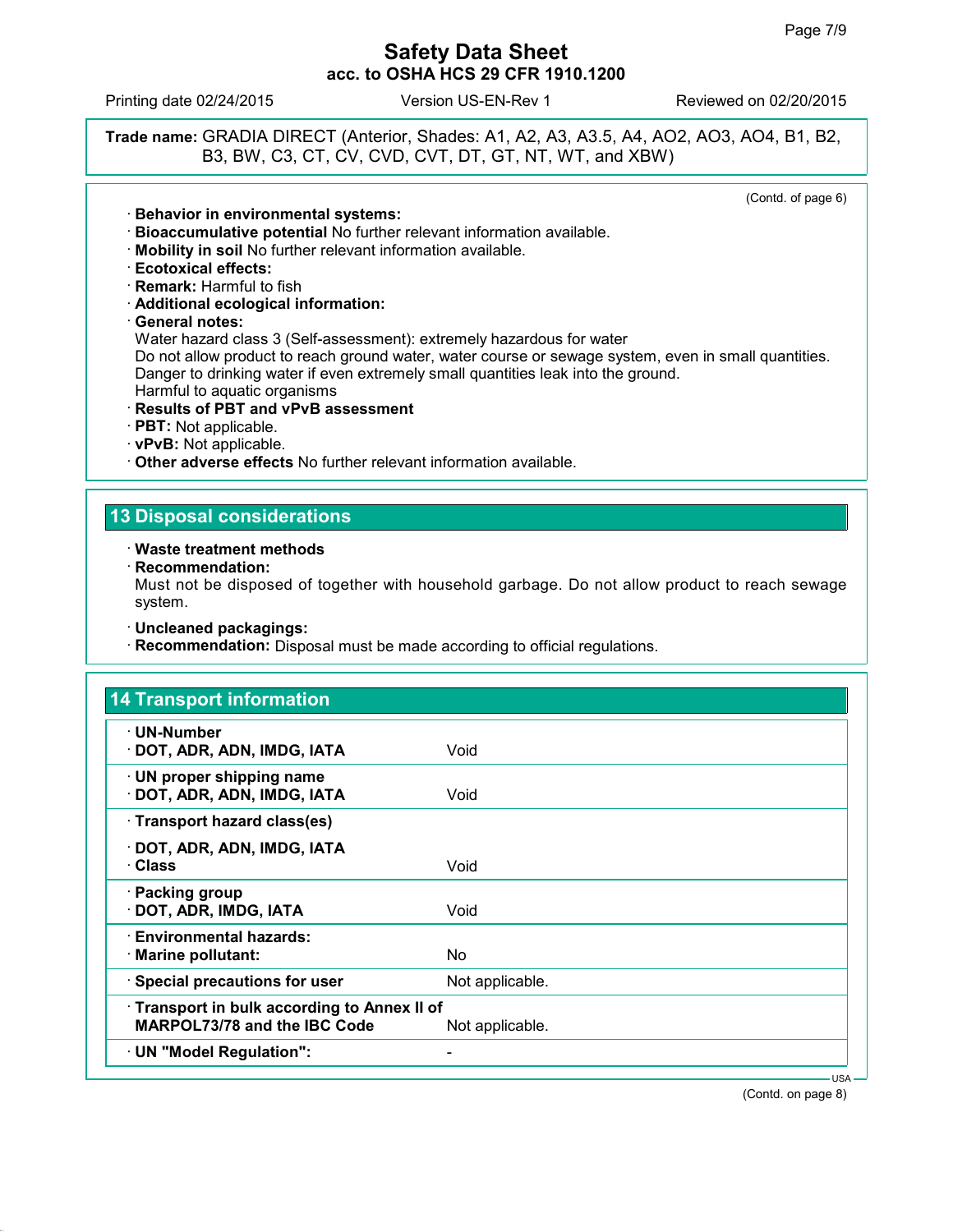# Safety Data Sheet
## acc. to OSHA HCS 29 CFR 1910.1200

Printing date 02/24/2015 Version US-EN-Rev 1 Reviewed on 02/20/2015

**Trade name:** GRADIA DIRECT (Anterior, Shades: A1, A2, A3, A3.5, A4, AO2, AO3, AO4, B1, B2, B3, BW, C3, CT, CV, CVD, CVT, DT, GT, NT, WT, and XBW)

(Contd. of page 6)

· **Behavior in environmental systems:**
· **Bioaccumulative potential** No further relevant information available.
· **Mobility in soil** No further relevant information available.
· **Ecotoxical effects:**
· **Remark:** Harmful to fish
· **Additional ecological information:**
· **General notes:**
Water hazard class 3 (Self-assessment): extremely hazardous for water
Do not allow product to reach ground water, water course or sewage system, even in small quantities.
Danger to drinking water if even extremely small quantities leak into the ground.
Harmful to aquatic organisms
· **Results of PBT and vPvB assessment**
· **PBT:** Not applicable.
· **vPvB:** Not applicable.
· **Other adverse effects** No further relevant information available.

## 13 Disposal considerations

· **Waste treatment methods**
· **Recommendation:**
Must not be disposed of together with household garbage. Do not allow product to reach sewage system.

· **Uncleaned packagings:**
· **Recommendation:** Disposal must be made according to official regulations.

## 14 Transport information

| | |
|---|---|
| · **UN-Number**<br>· **DOT, ADR, ADN, IMDG, IATA** | Void |
| · **UN proper shipping name**<br>· **DOT, ADR, ADN, IMDG, IATA** | Void |
| · **Transport hazard class(es)**<br>· **DOT, ADR, ADN, IMDG, IATA**<br>· **Class** | Void |
| · **Packing group**<br>· **DOT, ADR, IMDG, IATA** | Void |
| · **Environmental hazards:**<br>· **Marine pollutant:** | No |
| · **Special precautions for user** | Not applicable. |
| · **Transport in bulk according to Annex II of MARPOL73/78 and the IBC Code** | Not applicable. |
| · **UN "Model Regulation":** | - |

(Contd. on page 8)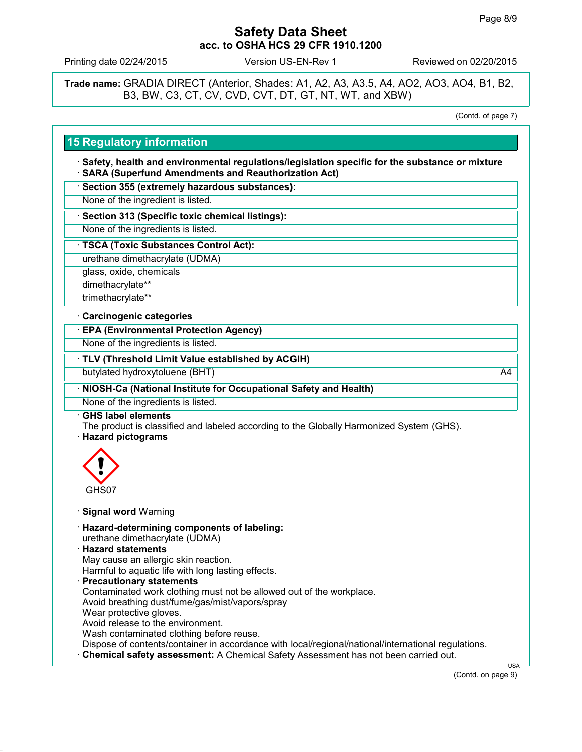**Trade name:** GRADIA DIRECT (Anterior, Shades: A1, A2, A3, A3.5, A4, AO2, AO3, AO4, B1, B2, B3, BW, C3, CT, CV, CVD, CVT, DT, GT, NT, WT, and XBW)

(Contd. of page 7)

## 15 Regulatory information

· **Safety, health and environmental regulations/legislation specific for the substance or mixture**
· **SARA (Superfund Amendments and Reauthorization Act)**

· **Section 355 (extremely hazardous substances):**

None of the ingredient is listed.

· **Section 313 (Specific toxic chemical listings):**

None of the ingredients is listed.

· **TSCA (Toxic Substances Control Act):**

- urethane dimethacrylate (UDMA)
- glass, oxide, chemicals
- dimethacrylate**
- trimethacrylate**

· **Carcinogenic categories**

· **EPA (Environmental Protection Agency)**

None of the ingredients is listed.

· **TLV (Threshold Limit Value established by ACGIH)**

| | |
|---|---|
| butylated hydroxytoluene (BHT) | A4 |

· **NIOSH-Ca (National Institute for Occupational Safety and Health)**

None of the ingredients is listed.

· **GHS label elements**
The product is classified and labeled according to the Globally Harmonized System (GHS).

· **Hazard pictograms**

GHS07

· **Signal word** Warning

· **Hazard-determining components of labeling:**
urethane dimethacrylate (UDMA)

· **Hazard statements**
May cause an allergic skin reaction.
Harmful to aquatic life with long lasting effects.

· **Precautionary statements**
Contaminated work clothing must not be allowed out of the workplace.
Avoid breathing dust/fume/gas/mist/vapors/spray
Wear protective gloves.
Avoid release to the environment.
Wash contaminated clothing before reuse.
Dispose of contents/container in accordance with local/regional/national/international regulations.

· **Chemical safety assessment:** A Chemical Safety Assessment has not been carried out.

(Contd. on page 9)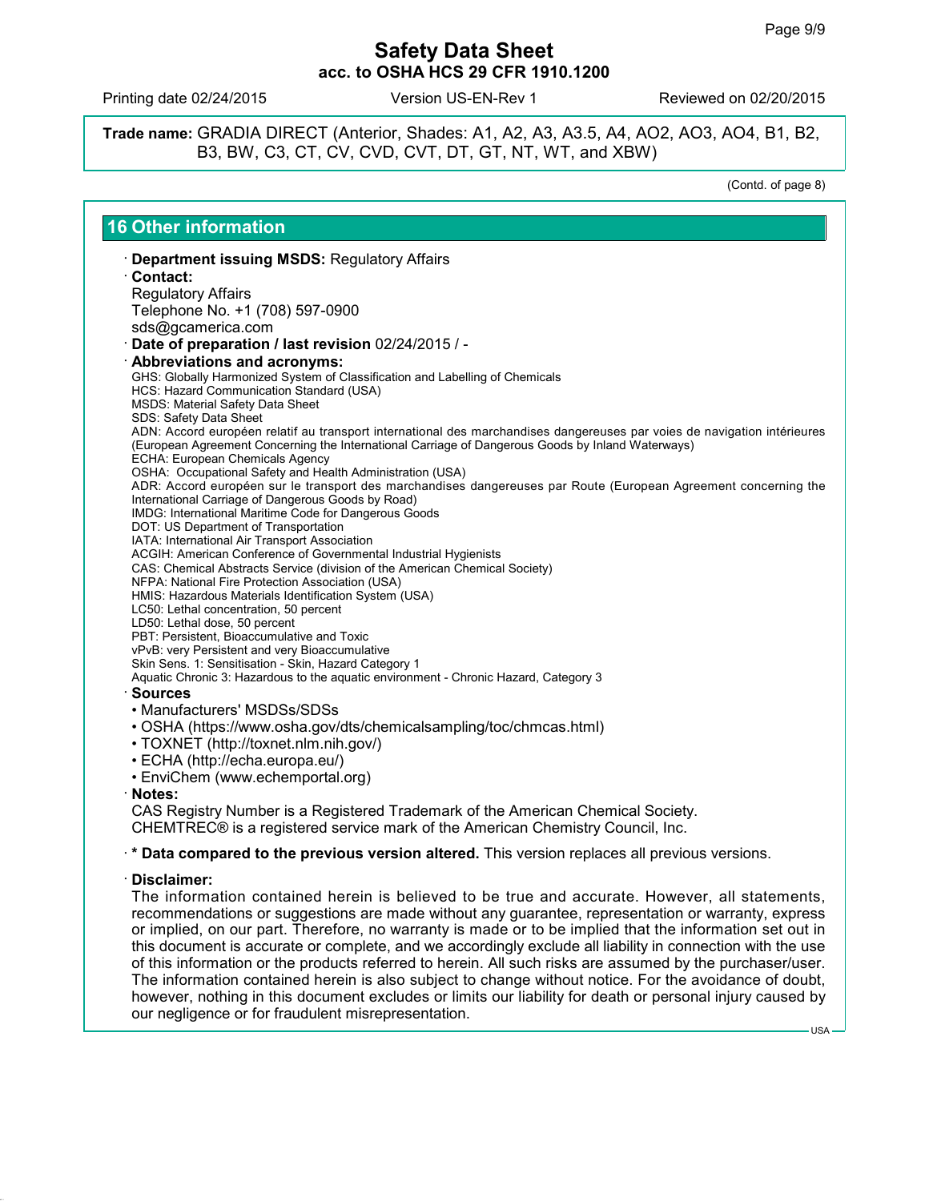**Trade name:** GRADIA DIRECT (Anterior, Shades: A1, A2, A3, A3.5, A4, AO2, AO3, AO4, B1, B2, B3, BW, C3, CT, CV, CVD, CVT, DT, GT, NT, WT, and XBW)

(Contd. of page 8)

## 16 Other information

· **Department issuing MSDS:** Regulatory Affairs

· **Contact:**
Regulatory Affairs
Telephone No. +1 (708) 597-0900
sds@gcamerica.com

· **Date of preparation / last revision** 02/24/2015 / -

· **Abbreviations and acronyms:**
GHS: Globally Harmonized System of Classification and Labelling of Chemicals
HCS: Hazard Communication Standard (USA)
MSDS: Material Safety Data Sheet
SDS: Safety Data Sheet
ADN: Accord européen relatif au transport international des marchandises dangereuses par voies de navigation intérieures (European Agreement Concerning the International Carriage of Dangerous Goods by Inland Waterways)
ECHA: European Chemicals Agency
OSHA: Occupational Safety and Health Administration (USA)
ADR: Accord européen sur le transport des marchandises dangereuses par Route (European Agreement concerning the International Carriage of Dangerous Goods by Road)
IMDG: International Maritime Code for Dangerous Goods
DOT: US Department of Transportation
IATA: International Air Transport Association
ACGIH: American Conference of Governmental Industrial Hygienists
CAS: Chemical Abstracts Service (division of the American Chemical Society)
NFPA: National Fire Protection Association (USA)
HMIS: Hazardous Materials Identification System (USA)
LC50: Lethal concentration, 50 percent
LD50: Lethal dose, 50 percent
PBT: Persistent, Bioaccumulative and Toxic
vPvB: very Persistent and very Bioaccumulative
Skin Sens. 1: Sensitisation - Skin, Hazard Category 1
Aquatic Chronic 3: Hazardous to the aquatic environment - Chronic Hazard, Category 3

· **Sources**
- Manufacturers' MSDSs/SDSs
- OSHA (https://www.osha.gov/dts/chemicalsampling/toc/chmcas.html)
- TOXNET (http://toxnet.nlm.nih.gov/)
- ECHA (http://echa.europa.eu/)
- EnviChem (www.echemportal.org)

· **Notes:**
CAS Registry Number is a Registered Trademark of the American Chemical Society.
CHEMTREC® is a registered service mark of the American Chemistry Council, Inc.

· *** Data compared to the previous version altered.** This version replaces all previous versions.

· **Disclaimer:**
The information contained herein is believed to be true and accurate. However, all statements, recommendations or suggestions are made without any guarantee, representation or warranty, express or implied, on our part. Therefore, no warranty is made or to be implied that the information set out in this document is accurate or complete, and we accordingly exclude all liability in connection with the use of this information or the products referred to herein. All such risks are assumed by the purchaser/user. The information contained herein is also subject to change without notice. For the avoidance of doubt, however, nothing in this document excludes or limits our liability for death or personal injury caused by our negligence or for fraudulent misrepresentation.